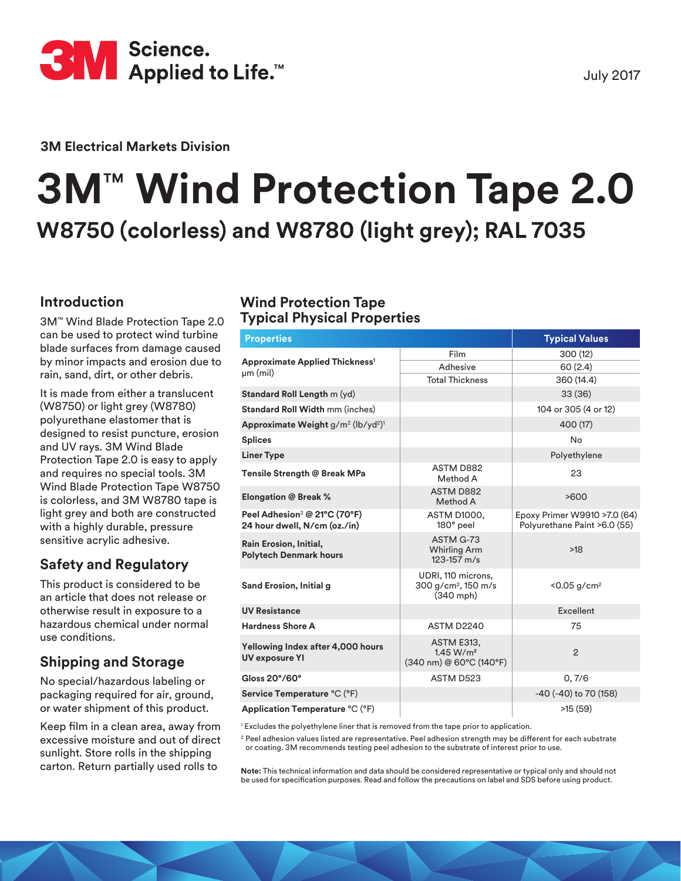3M Science. Applied to Life.™

July 2017

3M Electrical Markets Division

# 3M™ Wind Protection Tape 2.0

## W8750 (colorless) and W8780 (light grey); RAL 7035

## Introduction

3M™ Wind Blade Protection Tape 2.0 can be used to protect wind turbine blade surfaces from damage caused by minor impacts and erosion due to rain, sand, dirt, or other debris.

It is made from either a translucent (W8750) or light grey (W8780) polyurethane elastomer that is designed to resist puncture, erosion and UV rays. 3M Wind Blade Protection Tape 2.0 is easy to apply and requires no special tools. 3M Wind Blade Protection Tape W8750 is colorless, and 3M W8780 tape is light grey and both are constructed with a highly durable, pressure sensitive acrylic adhesive.

## Safety and Regulatory

This product is considered to be an article that does not release or otherwise result in exposure to a hazardous chemical under normal use conditions.

## Shipping and Storage

No special/hazardous labeling or packaging required for air, ground, or water shipment of this product.

Keep film in a clean area, away from excessive moisture and out of direct sunlight. Store rolls in the shipping carton. Return partially used rolls to

## Wind Protection Tape Typical Physical Properties

| Properties | | Typical Values |
|---|---|---|
| **Approximate Applied Thickness**[1] µm (mil) | Film | 300 (12) |
| | Adhesive | 60 (2.4) |
| | Total Thickness | 360 (14.4) |
| **Standard Roll Length** m (yd) | | 33 (36) |
| **Standard Roll Width** mm (inches) | | 104 or 305 (4 or 12) |
| **Approximate Weight** g/m² (lb/yd²)[1] | | 400 (17) |
| **Splices** | | No |
| **Liner Type** | | Polyethylene |
| **Tensile Strength @ Break MPa** | ASTM D882 Method A | 23 |
| **Elongation @ Break %** | ASTM D882 Method A | >600 |
| **Peel Adhesion**[2] **@ 21°C (70°F) 24 hour dwell, N/cm (oz./in)** | ASTM D1000, 180° peel | Epoxy Primer W9910 >7.0 (64) Polyurethane Paint >6.0 (55) |
| **Rain Erosion, Initial, Polytech Denmark hours** | ASTM G-73 Whirling Arm 123-157 m/s | >18 |
| **Sand Erosion, Initial g** | UDRI, 110 microns, 300 g/cm², 150 m/s (340 mph) | <0.05 g/cm² |
| **UV Resistance** | | Excellent |
| **Hardness Shore A** | ASTM D2240 | 75 |
| **Yellowing Index after 4,000 hours UV exposure YI** | ASTM E313, 1.45 W/m² (340 nm) @ 60°C (140°F) | 2 |
| **Gloss 20°/60°** | ASTM D523 | 0, 7/6 |
| **Service Temperature** °C (°F) | | -40 (-40) to 70 (158) |
| **Application Temperature** °C (°F) | | >15 (59) |

[1] Excludes the polyethylene liner that is removed from the tape prior to application.

[2] Peel adhesion values listed are representative. Peel adhesion strength may be different for each substrate or coating. 3M recommends testing peel adhesion to the substrate of interest prior to use.

**Note:** This technical information and data should be considered representative or typical only and should not be used for specification purposes. Read and follow the precautions on label and SDS before using product.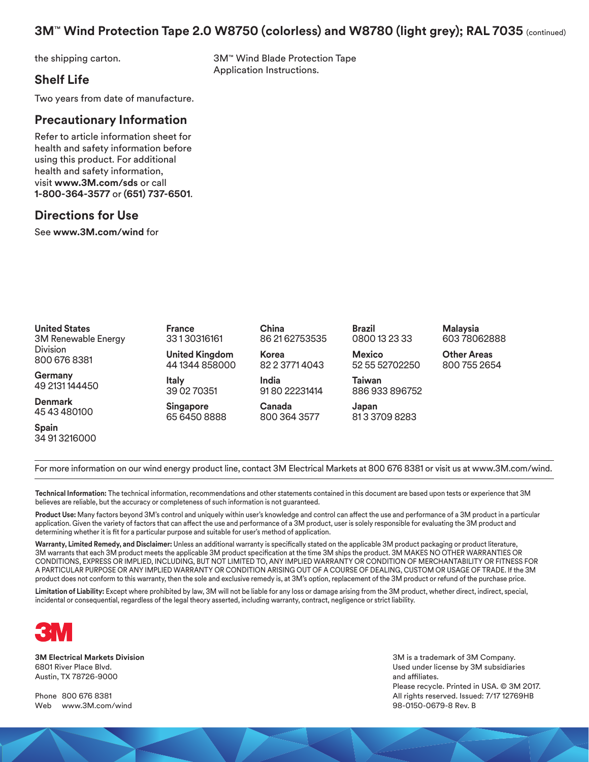the shipping carton.

## Shelf Life

Two years from date of manufacture.

## Precautionary Information

Refer to article information sheet for health and safety information before using this product. For additional health and safety information, visit **www.3M.com/sds** or call **1-800-364-3577** or **(651) 737-6501**.

## Directions for Use

See **www.3M.com/wind** for 3M™ Wind Blade Protection Tape Application Instructions.

**United States**
3M Renewable Energy Division
800 676 8381

**Germany**
49 2131 144450

**Denmark**
45 43 480100

**Spain**
34 91 3216000

**France**
33 1 30316161

**United Kingdom**
44 1344 858000

**Italy**
39 02 70351

**Singapore**
65 6450 8888

**China**
86 21 62753535

**Korea**
82 2 3771 4043

**India**
91 80 22231414

**Canada**
800 364 3577

**Brazil**
0800 13 23 33

**Mexico**
52 55 52702250

**Taiwan**
886 933 896752

**Japan**
81 3 3709 8283

**Malaysia**
603 78062888

**Other Areas**
800 755 2654

For more information on our wind energy product line, contact 3M Electrical Markets at 800 676 8381 or visit us at www.3M.com/wind.

**Technical Information:** The technical information, recommendations and other statements contained in this document are based upon tests or experience that 3M believes are reliable, but the accuracy or completeness of such information is not guaranteed.

**Product Use:** Many factors beyond 3M's control and uniquely within user's knowledge and control can affect the use and performance of a 3M product in a particular application. Given the variety of factors that can affect the use and performance of a 3M product, user is solely responsible for evaluating the 3M product and determining whether it is fit for a particular purpose and suitable for user's method of application.

**Warranty, Limited Remedy, and Disclaimer:** Unless an additional warranty is specifically stated on the applicable 3M product packaging or product literature, 3M warrants that each 3M product meets the applicable 3M product specification at the time 3M ships the product. 3M MAKES NO OTHER WARRANTIES OR CONDITIONS, EXPRESS OR IMPLIED, INCLUDING, BUT NOT LIMITED TO, ANY IMPLIED WARRANTY OR CONDITION OF MERCHANTABILITY OR FITNESS FOR A PARTICULAR PURPOSE OR ANY IMPLIED WARRANTY OR CONDITION ARISING OUT OF A COURSE OF DEALING, CUSTOM OR USAGE OF TRADE. If the 3M product does not conform to this warranty, then the sole and exclusive remedy is, at 3M's option, replacement of the 3M product or refund of the purchase price.

**Limitation of Liability:** Except where prohibited by law, 3M will not be liable for any loss or damage arising from the 3M product, whether direct, indirect, special, incidental or consequential, regardless of the legal theory asserted, including warranty, contract, negligence or strict liability.

**3M Electrical Markets Division**
6801 River Place Blvd.
Austin, TX 78726-9000

Phone 800 676 8381
Web www.3M.com/wind

3M is a trademark of 3M Company. Used under license by 3M subsidiaries and affiliates.
Please recycle. Printed in USA. © 3M 2017. All rights reserved. Issued: 7/17 12769HB
98-0150-0679-8 Rev. B